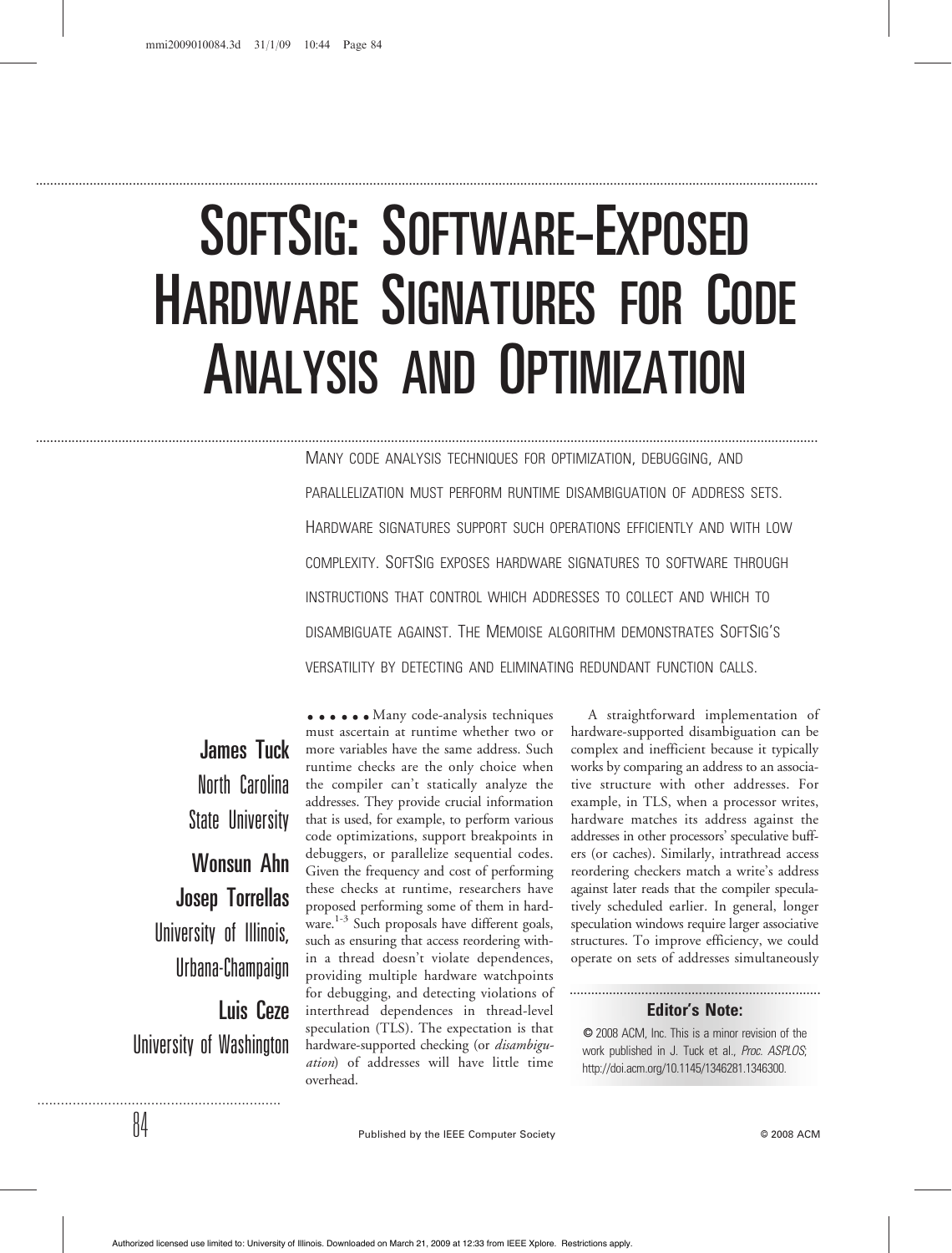# SoftSig: Software-Exposed Hardware Signatures for Code Analysis and Optimization

Many code analysis techniques for optimization, debugging, and parallelization must perform runtime disambiguation of address sets. Hardware signatures support such operations efficiently and with low complexity. SoftSig exposes hardware signatures to software through instructions that control which addresses to collect and which to disambiguate against. The Memoise algorithm demonstrates SoftSig's versatility by detecting and eliminating redundant function calls.

**James Tuck**
North Carolina State University

**Wonsun Ahn**
**Josep Torrellas**
University of Illinois, Urbana-Champaign

**Luis Ceze**
University of Washington

Many code-analysis techniques must ascertain at runtime whether two or more variables have the same address. Such runtime checks are the only choice when the compiler can't statically analyze the addresses. They provide crucial information that is used, for example, to perform various code optimizations, support breakpoints in debuggers, or parallelize sequential codes. Given the frequency and cost of performing these checks at runtime, researchers have proposed performing some of them in hardware.[1-3] Such proposals have different goals, such as ensuring that access reordering within a thread doesn't violate dependences, providing multiple hardware watchpoints for debugging, and detecting violations of interthread dependences in thread-level speculation (TLS). The expectation is that hardware-supported checking (or *disambiguation*) of addresses will have little time overhead.

A straightforward implementation of hardware-supported disambiguation can be complex and inefficient because it typically works by comparing an address to an associative structure with other addresses. For example, in TLS, when a processor writes, hardware matches its address against the addresses in other processors' speculative buffers (or caches). Similarly, intrathread access reordering checkers match a write's address against later reads that the compiler speculatively scheduled earlier. In general, longer speculation windows require larger associative structures. To improve efficiency, we could operate on sets of addresses simultaneously

**Editor's Note:**

© 2008 ACM, Inc. This is a minor revision of the work published in J. Tuck et al., *Proc. ASPLOS,* http://doi.acm.org/10.1145/1346281.1346300.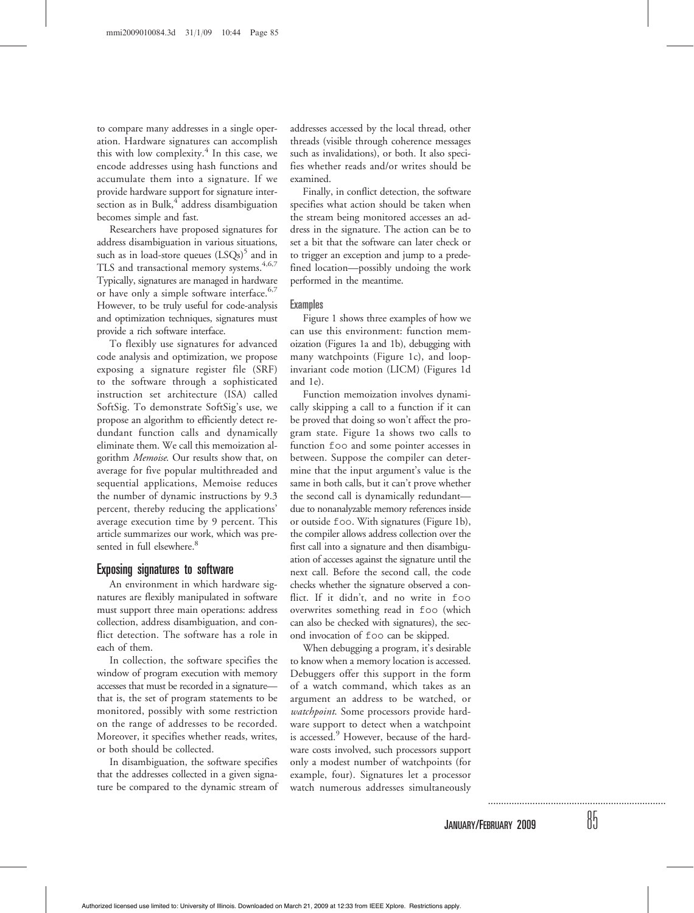to compare many addresses in a single operation. Hardware signatures can accomplish this with low complexity.[4] In this case, we encode addresses using hash functions and accumulate them into a signature. If we provide hardware support for signature intersection as in Bulk,[4] address disambiguation becomes simple and fast.

Researchers have proposed signatures for address disambiguation in various situations, such as in load-store queues (LSQs)[5] and in TLS and transactional memory systems.[4,6,7] Typically, signatures are managed in hardware or have only a simple software interface.[6,7] However, to be truly useful for code-analysis and optimization techniques, signatures must provide a rich software interface.

To flexibly use signatures for advanced code analysis and optimization, we propose exposing a signature register file (SRF) to the software through a sophisticated instruction set architecture (ISA) called SoftSig. To demonstrate SoftSig's use, we propose an algorithm to efficiently detect redundant function calls and dynamically eliminate them. We call this memoization algorithm *Memoise*. Our results show that, on average for five popular multithreaded and sequential applications, Memoise reduces the number of dynamic instructions by 9.3 percent, thereby reducing the applications' average execution time by 9 percent. This article summarizes our work, which was presented in full elsewhere.[8]

## Exposing signatures to software

An environment in which hardware signatures are flexibly manipulated in software must support three main operations: address collection, address disambiguation, and conflict detection. The software has a role in each of them.

In collection, the software specifies the window of program execution with memory accesses that must be recorded in a signature—that is, the set of program statements to be monitored, possibly with some restriction on the range of addresses to be recorded. Moreover, it specifies whether reads, writes, or both should be collected.

In disambiguation, the software specifies that the addresses collected in a given signature be compared to the dynamic stream of addresses accessed by the local thread, other threads (visible through coherence messages such as invalidations), or both. It also specifies whether reads and/or writes should be examined.

Finally, in conflict detection, the software specifies what action should be taken when the stream being monitored accesses an address in the signature. The action can be to set a bit that the software can later check or to trigger an exception and jump to a predefined location—possibly undoing the work performed in the meantime.

### Examples

Figure 1 shows three examples of how we can use this environment: function memoization (Figures 1a and 1b), debugging with many watchpoints (Figure 1c), and loop-invariant code motion (LICM) (Figures 1d and 1e).

Function memoization involves dynamically skipping a call to a function if it can be proved that doing so won't affect the program state. Figure 1a shows two calls to function `foo` and some pointer accesses in between. Suppose the compiler can determine that the input argument's value is the same in both calls, but it can't prove whether the second call is dynamically redundant—due to nonanalyzable memory references inside or outside `foo`. With signatures (Figure 1b), the compiler allows address collection over the first call into a signature and then disambiguation of accesses against the signature until the next call. Before the second call, the code checks whether the signature observed a conflict. If it didn't, and no write in `foo` overwrites something read in `foo` (which can also be checked with signatures), the second invocation of `foo` can be skipped.

When debugging a program, it's desirable to know when a memory location is accessed. Debuggers offer this support in the form of a watch command, which takes as an argument an address to be watched, or *watchpoint*. Some processors provide hardware support to detect when a watchpoint is accessed.[9] However, because of the hardware costs involved, such processors support only a modest number of watchpoints (for example, four). Signatures let a processor watch numerous addresses simultaneously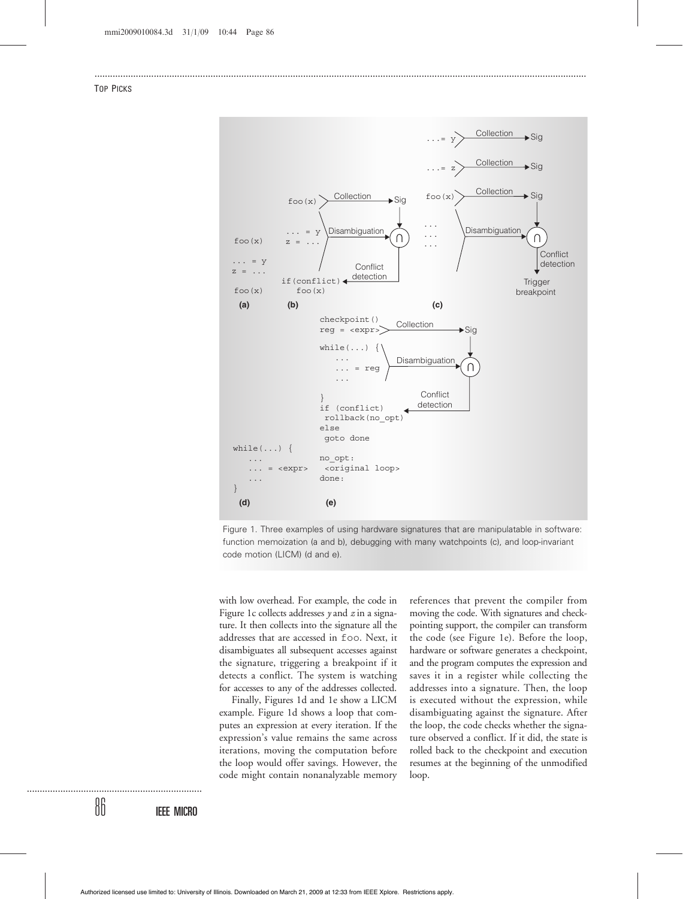Figure 1. Three examples of using hardware signatures that are manipulatable in software: function memoization (a and b), debugging with many watchpoints (c), and loop-invariant code motion (LICM) (d and e).

with low overhead. For example, the code in Figure 1c collects addresses *y* and *z* in a signature. It then collects into the signature all the addresses that are accessed in `foo`. Next, it disambiguates all subsequent accesses against the signature, triggering a breakpoint if it detects a conflict. The system is watching for accesses to any of the addresses collected.

Finally, Figures 1d and 1e show a LICM example. Figure 1d shows a loop that computes an expression at every iteration. If the expression's value remains the same across iterations, moving the computation before the loop would offer savings. However, the code might contain nonanalyzable memory references that prevent the compiler from moving the code. With signatures and checkpointing support, the compiler can transform the code (see Figure 1e). Before the loop, hardware or software generates a checkpoint, and the program computes the expression and saves it in a register while collecting the addresses into a signature. Then, the loop is executed without the expression, while disambiguating against the signature. After the loop, the code checks whether the signature observed a conflict. If it did, the state is rolled back to the checkpoint and execution resumes at the beginning of the unmodified loop.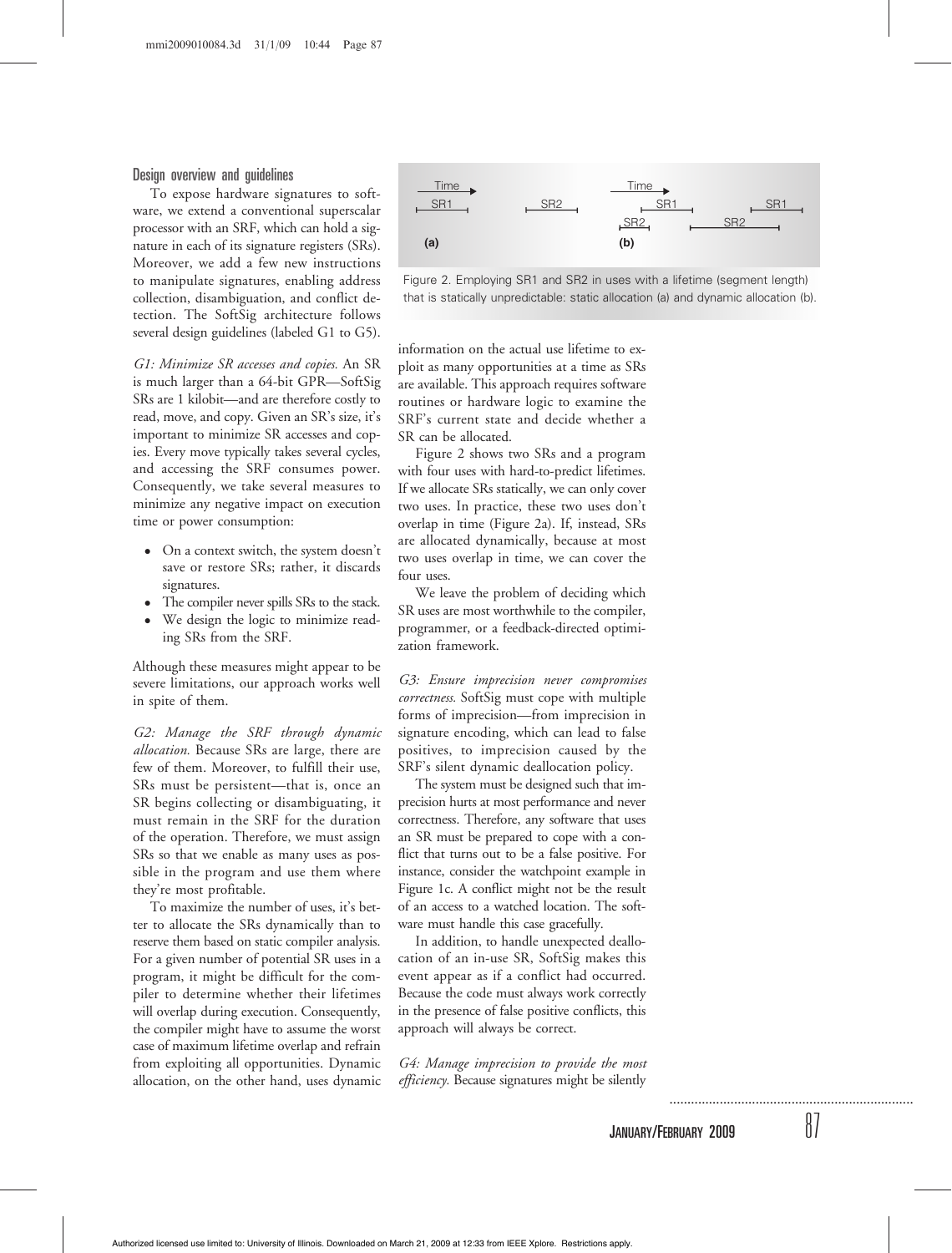### Design overview and guidelines

To expose hardware signatures to software, we extend a conventional superscalar processor with an SRF, which can hold a signature in each of its signature registers (SRs). Moreover, we add a few new instructions to manipulate signatures, enabling address collection, disambiguation, and conflict detection. The SoftSig architecture follows several design guidelines (labeled G1 to G5).

*G1: Minimize SR accesses and copies.* An SR is much larger than a 64-bit GPR—SoftSig SRs are 1 kilobit—and are therefore costly to read, move, and copy. Given an SR's size, it's important to minimize SR accesses and copies. Every move typically takes several cycles, and accessing the SRF consumes power. Consequently, we take several measures to minimize any negative impact on execution time or power consumption:

- On a context switch, the system doesn't save or restore SRs; rather, it discards signatures.
- The compiler never spills SRs to the stack.
- We design the logic to minimize reading SRs from the SRF.

Although these measures might appear to be severe limitations, our approach works well in spite of them.

*G2: Manage the SRF through dynamic allocation.* Because SRs are large, there are few of them. Moreover, to fulfill their use, SRs must be persistent—that is, once an SR begins collecting or disambiguating, it must remain in the SRF for the duration of the operation. Therefore, we must assign SRs so that we enable as many uses as possible in the program and use them where they're most profitable.

To maximize the number of uses, it's better to allocate the SRs dynamically than to reserve them based on static compiler analysis. For a given number of potential SR uses in a program, it might be difficult for the compiler to determine whether their lifetimes will overlap during execution. Consequently, the compiler might have to assume the worst case of maximum lifetime overlap and refrain from exploiting all opportunities. Dynamic allocation, on the other hand, uses dynamic information on the actual use lifetime to exploit as many opportunities at a time as SRs are available. This approach requires software routines or hardware logic to examine the SRF's current state and decide whether a SR can be allocated.

Figure 2. Employing SR1 and SR2 in uses with a lifetime (segment length) that is statically unpredictable: static allocation (a) and dynamic allocation (b).

Figure 2 shows two SRs and a program with four uses with hard-to-predict lifetimes. If we allocate SRs statically, we can only cover two uses. In practice, these two uses don't overlap in time (Figure 2a). If, instead, SRs are allocated dynamically, because at most two uses overlap in time, we can cover the four uses.

We leave the problem of deciding which SR uses are most worthwhile to the compiler, programmer, or a feedback-directed optimization framework.

*G3: Ensure imprecision never compromises correctness.* SoftSig must cope with multiple forms of imprecision—from imprecision in signature encoding, which can lead to false positives, to imprecision caused by the SRF's silent dynamic deallocation policy.

The system must be designed such that imprecision hurts at most performance and never correctness. Therefore, any software that uses an SR must be prepared to cope with a conflict that turns out to be a false positive. For instance, consider the watchpoint example in Figure 1c. A conflict might not be the result of an access to a watched location. The software must handle this case gracefully.

In addition, to handle unexpected deallocation of an in-use SR, SoftSig makes this event appear as if a conflict had occurred. Because the code must always work correctly in the presence of false positive conflicts, this approach will always be correct.

*G4: Manage imprecision to provide the most efficiency.* Because signatures might be silently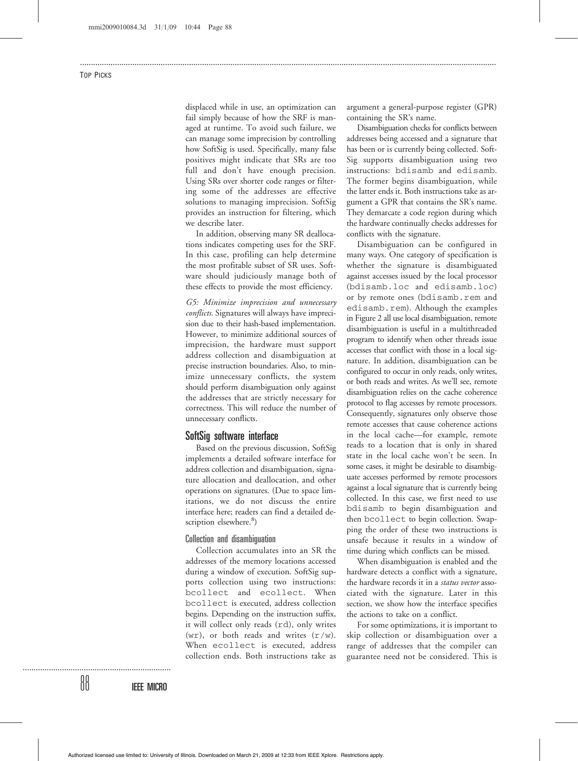displaced while in use, an optimization can fail simply because of how the SRF is managed at runtime. To avoid such failure, we can manage some imprecision by controlling how SoftSig is used. Specifically, many false positives might indicate that SRs are too full and don't have enough precision. Using SRs over shorter code ranges or filtering some of the addresses are effective solutions to managing imprecision. SoftSig provides an instruction for filtering, which we describe later.

In addition, observing many SR deallocations indicates competing uses for the SRF. In this case, profiling can help determine the most profitable subset of SR uses. Software should judiciously manage both of these effects to provide the most efficiency.

*G5: Minimize imprecision and unnecessary conflicts.* Signatures will always have imprecision due to their hash-based implementation. However, to minimize additional sources of imprecision, the hardware must support address collection and disambiguation at precise instruction boundaries. Also, to minimize unnecessary conflicts, the system should perform disambiguation only against the addresses that are strictly necessary for correctness. This will reduce the number of unnecessary conflicts.

## SoftSig software interface

Based on the previous discussion, SoftSig implements a detailed software interface for address collection and disambiguation, signature allocation and deallocation, and other operations on signatures. (Due to space limitations, we do not discuss the entire interface here; readers can find a detailed description elsewhere.[8])

### Collection and disambiguation

Collection accumulates into an SR the addresses of the memory locations accessed during a window of execution. SoftSig supports collection using two instructions: `bcollect` and `ecollect`. When `bcollect` is executed, address collection begins. Depending on the instruction suffix, it will collect only reads (`rd`), only writes (`wr`), or both reads and writes (`r/w`). When `ecollect` is executed, address collection ends. Both instructions take as argument a general-purpose register (GPR) containing the SR's name.

Disambiguation checks for conflicts between addresses being accessed and a signature that has been or is currently being collected. SoftSig supports disambiguation using two instructions: `bdisamb` and `edisamb`. The former begins disambiguation, while the latter ends it. Both instructions take as argument a GPR that contains the SR's name. They demarcate a code region during which the hardware continually checks addresses for conflicts with the signature.

Disambiguation can be configured in many ways. One category of specification is whether the signature is disambiguated against accesses issued by the local processor (`bdisamb.loc` and `edisamb.loc`) or by remote ones (`bdisamb.rem` and `edisamb.rem`). Although the examples in Figure 2 all use local disambiguation, remote disambiguation is useful in a multithreaded program to identify when other threads issue accesses that conflict with those in a local signature. In addition, disambiguation can be configured to occur in only reads, only writes, or both reads and writes. As we'll see, remote disambiguation relies on the cache coherence protocol to flag accesses by remote processors. Consequently, signatures only observe those remote accesses that cause coherence actions in the local cache—for example, remote reads to a location that is only in shared state in the local cache won't be seen. In some cases, it might be desirable to disambiguate accesses performed by remote processors against a local signature that is currently being collected. In this case, we first need to use `bdisamb` to begin disambiguation and then `bcollect` to begin collection. Swapping the order of these two instructions is unsafe because it results in a window of time during which conflicts can be missed.

When disambiguation is enabled and the hardware detects a conflict with a signature, the hardware records it in a *status vector* associated with the signature. Later in this section, we show how the interface specifies the actions to take on a conflict.

For some optimizations, it is important to skip collection or disambiguation over a range of addresses that the compiler can guarantee need not be considered. This is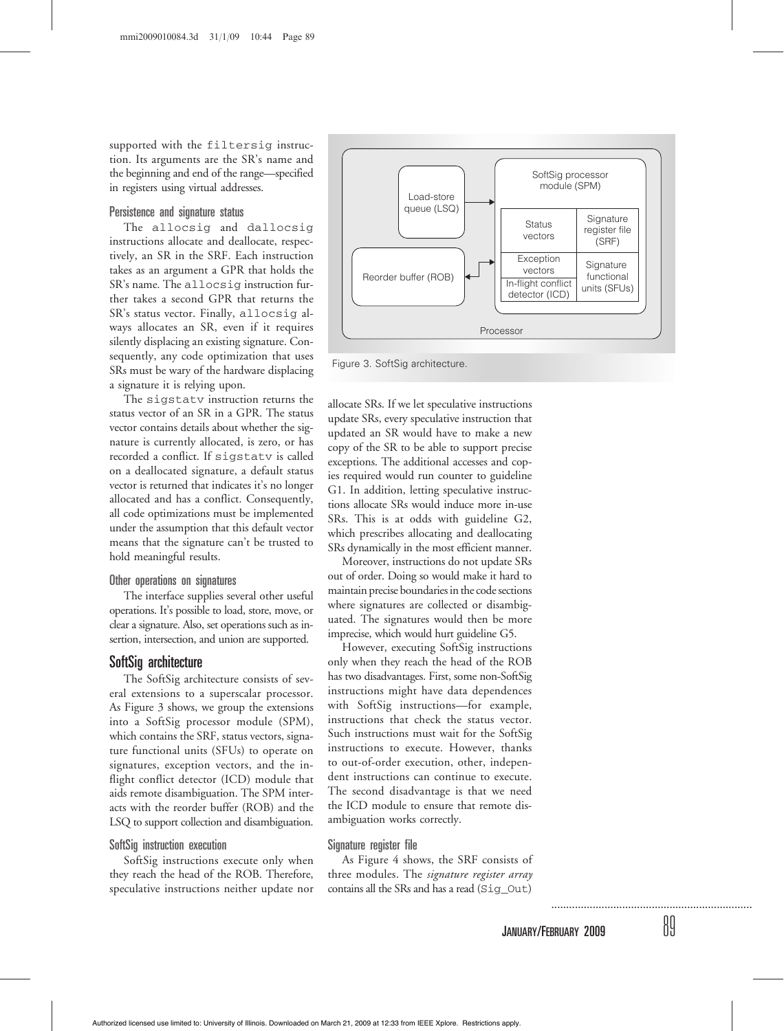supported with the `filtersig` instruction. Its arguments are the SR's name and the beginning and end of the range—specified in registers using virtual addresses.

### Persistence and signature status

The `allocsig` and `dallocsig` instructions allocate and deallocate, respectively, an SR in the SRF. Each instruction takes as an argument a GPR that holds the SR's name. The `allocsig` instruction further takes a second GPR that returns the SR's status vector. Finally, `allocsig` always allocates an SR, even if it requires silently displacing an existing signature. Consequently, any code optimization that uses SRs must be wary of the hardware displacing a signature it is relying upon.

The `sigstatv` instruction returns the status vector of an SR in a GPR. The status vector contains details about whether the signature is currently allocated, is zero, or has recorded a conflict. If `sigstatv` is called on a deallocated signature, a default status vector is returned that indicates it's no longer allocated and has a conflict. Consequently, all code optimizations must be implemented under the assumption that this default vector means that the signature can't be trusted to hold meaningful results.

### Other operations on signatures

The interface supplies several other useful operations. It's possible to load, store, move, or clear a signature. Also, set operations such as insertion, intersection, and union are supported.

## SoftSig architecture

The SoftSig architecture consists of several extensions to a superscalar processor. As Figure 3 shows, we group the extensions into a SoftSig processor module (SPM), which contains the SRF, status vectors, signature functional units (SFUs) to operate on signatures, exception vectors, and the in-flight conflict detector (ICD) module that aids remote disambiguation. The SPM interacts with the reorder buffer (ROB) and the LSQ to support collection and disambiguation.

Figure 3. SoftSig architecture.

### SoftSig instruction execution

SoftSig instructions execute only when they reach the head of the ROB. Therefore, speculative instructions neither update nor allocate SRs. If we let speculative instructions update SRs, every speculative instruction that updated an SR would have to make a new copy of the SR to be able to support precise exceptions. The additional accesses and copies required would run counter to guideline G1. In addition, letting speculative instructions allocate SRs would induce more in-use SRs. This is at odds with guideline G2, which prescribes allocating and deallocating SRs dynamically in the most efficient manner.

Moreover, instructions do not update SRs out of order. Doing so would make it hard to maintain precise boundaries in the code sections where signatures are collected or disambiguated. The signatures would then be more imprecise, which would hurt guideline G5.

However, executing SoftSig instructions only when they reach the head of the ROB has two disadvantages. First, some non-SoftSig instructions might have data dependences with SoftSig instructions—for example, instructions that check the status vector. Such instructions must wait for the SoftSig instructions to execute. However, thanks to out-of-order execution, other, independent instructions can continue to execute. The second disadvantage is that we need the ICD module to ensure that remote disambiguation works correctly.

### Signature register file

As Figure 4 shows, the SRF consists of three modules. The *signature register array* contains all the SRs and has a read (`Sig_Out`)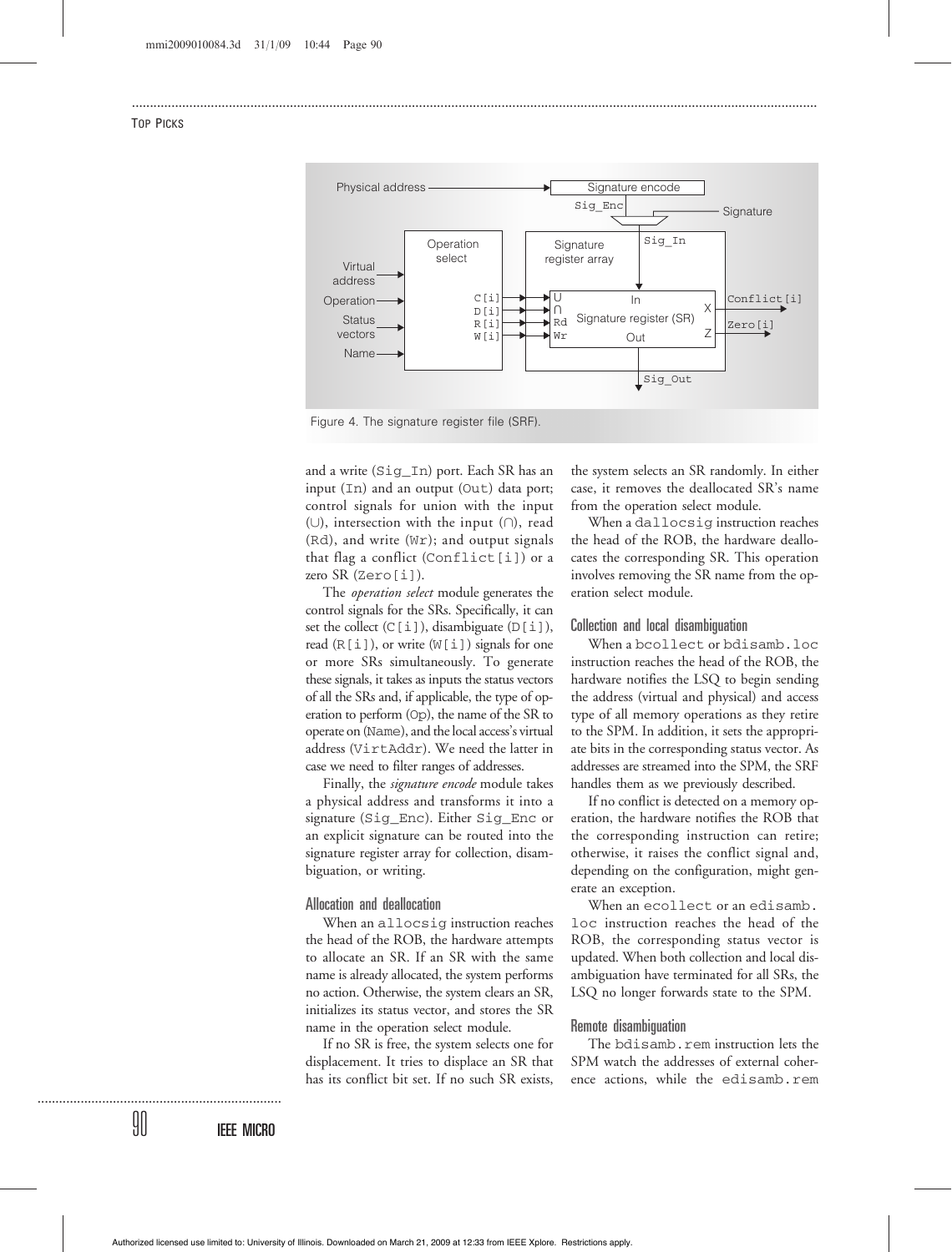Physical address
Signature encode
Sig_Enc
Signature
Operation select
Signature register array
Sig_In
Virtual address
Operation
Status vectors
Name
C[i]
D[i]
R[i]
W[i]
∪
∩
Rd
Wr
In
Signature register (SR)
Out
X
Z
Conflict[i]
Zero[i]
Sig_Out

Figure 4. The signature register file (SRF).

and a write (Sig_In) port. Each SR has an input (In) and an output (Out) data port; control signals for union with the input (∪), intersection with the input (∩), read (Rd), and write (Wr); and output signals that flag a conflict (Conflict[i]) or a zero SR (Zero[i]).

The *operation select* module generates the control signals for the SRs. Specifically, it can set the collect (C[i]), disambiguate (D[i]), read (R[i]), or write (W[i]) signals for one or more SRs simultaneously. To generate these signals, it takes as inputs the status vectors of all the SRs and, if applicable, the type of operation to perform (Op), the name of the SR to operate on (Name), and the local access's virtual address (VirtAddr). We need the latter in case we need to filter ranges of addresses.

Finally, the *signature encode* module takes a physical address and transforms it into a signature (Sig_Enc). Either Sig_Enc or an explicit signature can be routed into the signature register array for collection, disambiguation, or writing.

### Allocation and deallocation

When an allocsig instruction reaches the head of the ROB, the hardware attempts to allocate an SR. If an SR with the same name is already allocated, the system performs no action. Otherwise, the system clears an SR, initializes its status vector, and stores the SR name in the operation select module.

If no SR is free, the system selects one for displacement. It tries to displace an SR that has its conflict bit set. If no such SR exists, the system selects an SR randomly. In either case, it removes the deallocated SR's name from the operation select module.

When a dallocsig instruction reaches the head of the ROB, the hardware deallocates the corresponding SR. This operation involves removing the SR name from the operation select module.

### Collection and local disambiguation

When a bcollect or bdisamb.loc instruction reaches the head of the ROB, the hardware notifies the LSQ to begin sending the address (virtual and physical) and access type of all memory operations as they retire to the SPM. In addition, it sets the appropriate bits in the corresponding status vector. As addresses are streamed into the SPM, the SRF handles them as we previously described.

If no conflict is detected on a memory operation, the hardware notifies the ROB that the corresponding instruction can retire; otherwise, it raises the conflict signal and, depending on the configuration, might generate an exception.

When an ecollect or an edisamb.loc instruction reaches the head of the ROB, the corresponding status vector is updated. When both collection and local disambiguation have terminated for all SRs, the LSQ no longer forwards state to the SPM.

### Remote disambiguation

The bdisamb.rem instruction lets the SPM watch the addresses of external coherence actions, while the edisamb.rem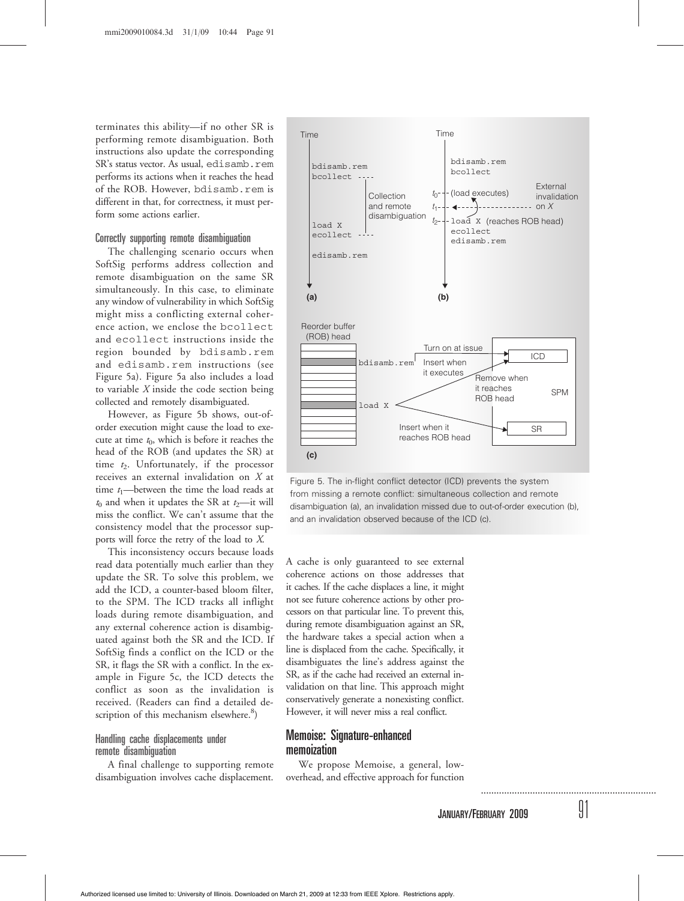terminates this ability—if no other SR is performing remote disambiguation. Both instructions also update the corresponding SR's status vector. As usual, edisamb.rem performs its actions when it reaches the head of the ROB. However, bdisamb.rem is different in that, for correctness, it must perform some actions earlier.

### Correctly supporting remote disambiguation

The challenging scenario occurs when SoftSig performs address collection and remote disambiguation on the same SR simultaneously. In this case, to eliminate any window of vulnerability in which SoftSig might miss a conflicting external coherence action, we enclose the bcollect and ecollect instructions inside the region bounded by bdisamb.rem and edisamb.rem instructions (see Figure 5a). Figure 5a also includes a load to variable *X* inside the code section being collected and remotely disambiguated.

However, as Figure 5b shows, out-of-order execution might cause the load to execute at time $t_0$, which is before it reaches the head of the ROB (and updates the SR) at time $t_2$. Unfortunately, if the processor receives an external invalidation on *X* at time $t_1$—between the time the load reads at $t_0$ and when it updates the SR at $t_2$—it will miss the conflict. We can't assume that the consistency model that the processor supports will force the retry of the load to *X*.

This inconsistency occurs because loads read data potentially much earlier than they update the SR. To solve this problem, we add the ICD, a counter-based bloom filter, to the SPM. The ICD tracks all inflight loads during remote disambiguation, and any external coherence action is disambiguated against both the SR and the ICD. If SoftSig finds a conflict on the ICD or the SR, it flags the SR with a conflict. In the example in Figure 5c, the ICD detects the conflict as soon as the invalidation is received. (Readers can find a detailed description of this mechanism elsewhere.[8])

### Handling cache displacements under remote disambiguation

A final challenge to supporting remote disambiguation involves cache displacement. A cache is only guaranteed to see external coherence actions on those addresses that it caches. If the cache displaces a line, it might not see future coherence actions by other processors on that particular line. To prevent this, during remote disambiguation against an SR, the hardware takes a special action when a line is displaced from the cache. Specifically, it disambiguates the line's address against the SR, as if the cache had received an external invalidation on that line. This approach might conservatively generate a nonexisting conflict. However, it will never miss a real conflict.

Figure 5. The in-flight conflict detector (ICD) prevents the system from missing a remote conflict: simultaneous collection and remote disambiguation (a), an invalidation missed due to out-of-order execution (b), and an invalidation observed because of the ICD (c).

## Memoise: Signature-enhanced memoization

We propose Memoise, a general, low-overhead, and effective approach for function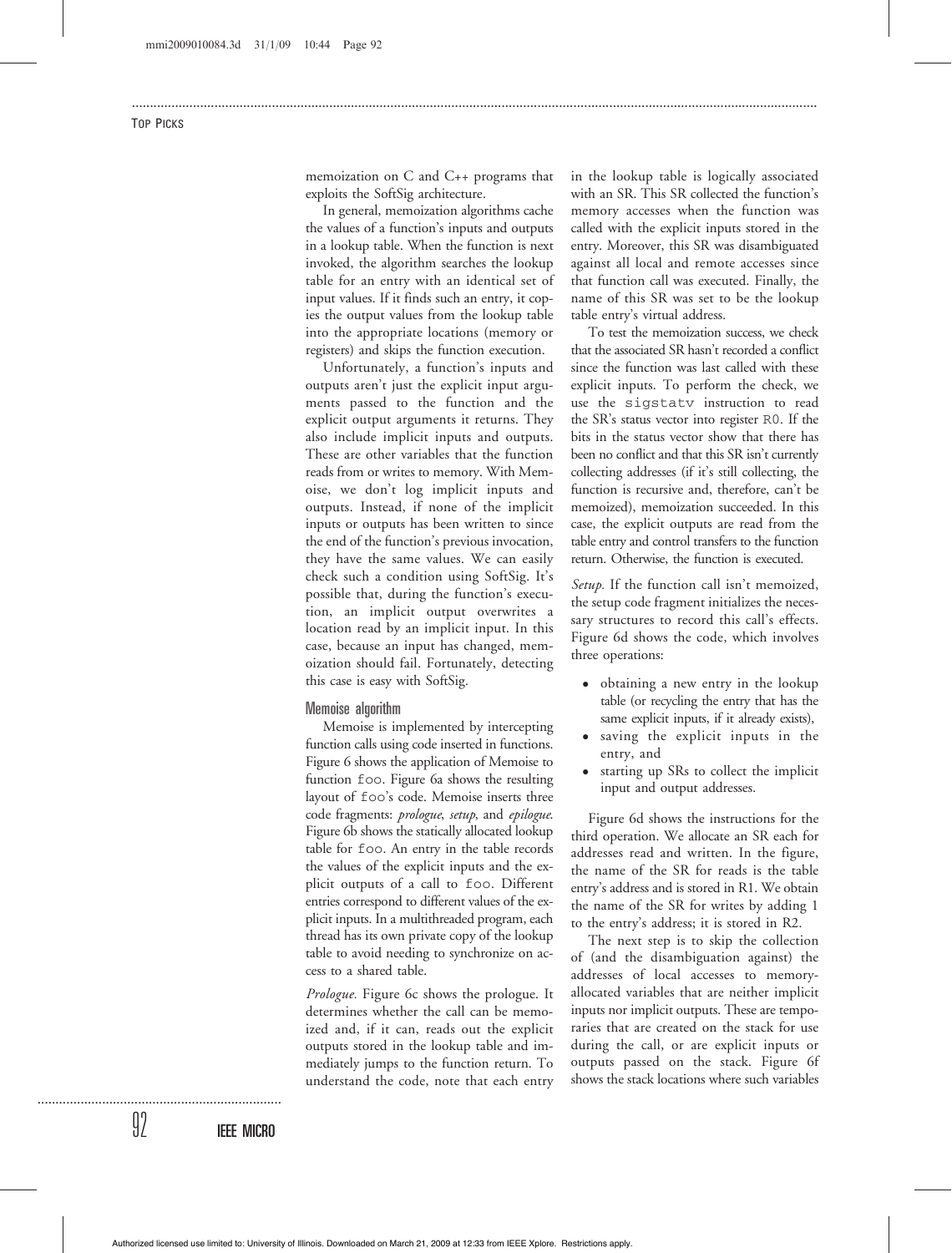memoization on C and C++ programs that exploits the SoftSig architecture.

In general, memoization algorithms cache the values of a function's inputs and outputs in a lookup table. When the function is next invoked, the algorithm searches the lookup table for an entry with an identical set of input values. If it finds such an entry, it copies the output values from the lookup table into the appropriate locations (memory or registers) and skips the function execution.

Unfortunately, a function's inputs and outputs aren't just the explicit input arguments passed to the function and the explicit output arguments it returns. They also include implicit inputs and outputs. These are other variables that the function reads from or writes to memory. With Memoise, we don't log implicit inputs and outputs. Instead, if none of the implicit inputs or outputs has been written to since the end of the function's previous invocation, they have the same values. We can easily check such a condition using SoftSig. It's possible that, during the function's execution, an implicit output overwrites a location read by an implicit input. In this case, because an input has changed, memoization should fail. Fortunately, detecting this case is easy with SoftSig.

### Memoise algorithm

Memoise is implemented by intercepting function calls using code inserted in functions. Figure 6 shows the application of Memoise to function `foo`. Figure 6a shows the resulting layout of `foo`'s code. Memoise inserts three code fragments: *prologue*, *setup*, and *epilogue*. Figure 6b shows the statically allocated lookup table for `foo`. An entry in the table records the values of the explicit inputs and the explicit outputs of a call to `foo`. Different entries correspond to different values of the explicit inputs. In a multithreaded program, each thread has its own private copy of the lookup table to avoid needing to synchronize on access to a shared table.

*Prologue.* Figure 6c shows the prologue. It determines whether the call can be memoized and, if it can, reads out the explicit outputs stored in the lookup table and immediately jumps to the function return. To understand the code, note that each entry in the lookup table is logically associated with an SR. This SR collected the function's memory accesses when the function was called with the explicit inputs stored in the entry. Moreover, this SR was disambiguated against all local and remote accesses since that function call was executed. Finally, the name of this SR was set to be the lookup table entry's virtual address.

To test the memoization success, we check that the associated SR hasn't recorded a conflict since the function was last called with these explicit inputs. To perform the check, we use the `sigstatv` instruction to read the SR's status vector into register `R0`. If the bits in the status vector show that there has been no conflict and that this SR isn't currently collecting addresses (if it's still collecting, the function is recursive and, therefore, can't be memoized), memoization succeeded. In this case, the explicit outputs are read from the table entry and control transfers to the function return. Otherwise, the function is executed.

*Setup.* If the function call isn't memoized, the setup code fragment initializes the necessary structures to record this call's effects. Figure 6d shows the code, which involves three operations:

- obtaining a new entry in the lookup table (or recycling the entry that has the same explicit inputs, if it already exists),
- saving the explicit inputs in the entry, and
- starting up SRs to collect the implicit input and output addresses.

Figure 6d shows the instructions for the third operation. We allocate an SR each for addresses read and written. In the figure, the name of the SR for reads is the table entry's address and is stored in R1. We obtain the name of the SR for writes by adding 1 to the entry's address; it is stored in R2.

The next step is to skip the collection of (and the disambiguation against) the addresses of local accesses to memory-allocated variables that are neither implicit inputs nor implicit outputs. These are temporaries that are created on the stack for use during the call, or are explicit inputs or outputs passed on the stack. Figure 6f shows the stack locations where such variables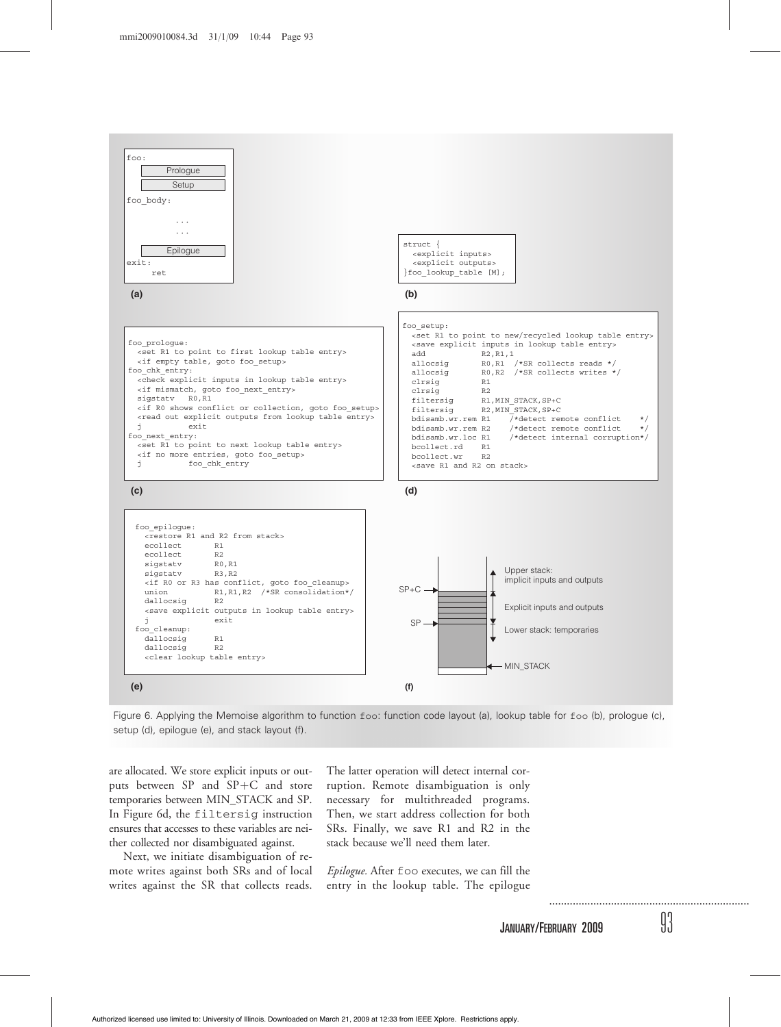```
foo:
    [Prologue]
    [Setup]
foo_body:

        ...
        ...

    [Epilogue]
exit:
    ret
```

(a)

```
struct {
  <explicit inputs>
  <explicit outputs>
}foo_lookup_table [M];
```

(b)

```
foo_prologue:
  <set R1 to point to first lookup table entry>
  <if empty table, goto foo_setup>
foo_chk_entry:
  <check explicit inputs in lookup table entry>
  <if mismatch, goto foo_next_entry>
  sigstatv   R0,R1
  <if R0 shows conflict or collection, goto foo_setup>
  <read out explicit outputs from lookup table entry>
  j          exit
foo_next_entry:
  <set R1 to point to next lookup table entry>
  <if no more entries, goto foo_setup>
  j          foo_chk_entry
```

(c)

```
foo_setup:
  <set R1 to point to new/recycled lookup table entry>
  <save explicit inputs in lookup table entry>
  add            R2,R1,1
  allocsig       R0,R1  /*SR collects reads */
  allocsig       R0,R2  /*SR collects writes */
  clrsig         R1
  clrsig         R2
  filtersig      R1,MIN_STACK,SP+C
  filtersig      R2,MIN_STACK,SP+C
  bdisamb.wr.rem R1    /*detect remote conflict    */
  bdisamb.wr.rem R2    /*detect remote conflict    */
  bdisamb.wr.loc R1    /*detect internal corruption*/
  bcollect.rd    R1
  bcollect.wr    R2
  <save R1 and R2 on stack>
```

(d)

```
foo_epilogue:
  <restore R1 and R2 from stack>
  ecollect       R1
  ecollect       R2
  sigstatv       R0,R1
  sigstatv       R3,R2
  <if R0 or R3 has conflict, goto foo_cleanup>
  union          R1,R1,R2  /*SR consolidation*/
  dallocsig      R2
  <save explicit outputs in lookup table entry>
  j              exit
foo_cleanup:
  dallocsig      R1
  dallocsig      R2
  <clear lookup table entry>
```

(e)

```
        |        |   ↑  Upper stack:
        |        |   |  implicit inputs and outputs
SP+C -> |========|   ↕
        |========|      Explicit inputs and outputs
SP   -> |========|   ↕
        |        |      Lower stack: temporaries
        |        |   ↓
        |        | <- MIN_STACK
```

(f)

Figure 6. Applying the Memoise algorithm to function `foo`: function code layout (a), lookup table for `foo` (b), prologue (c), setup (d), epilogue (e), and stack layout (f).

are allocated. We store explicit inputs or outputs between SP and SP+C and store temporaries between MIN_STACK and SP. In Figure 6d, the `filtersig` instruction ensures that accesses to these variables are neither collected nor disambiguated against.

Next, we initiate disambiguation of remote writes against both SRs and of local writes against the SR that collects reads. The latter operation will detect internal corruption. Remote disambiguation is only necessary for multithreaded programs. Then, we start address collection for both SRs. Finally, we save R1 and R2 in the stack because we'll need them later.

*Epilogue.* After `foo` executes, we can fill the entry in the lookup table. The epilogue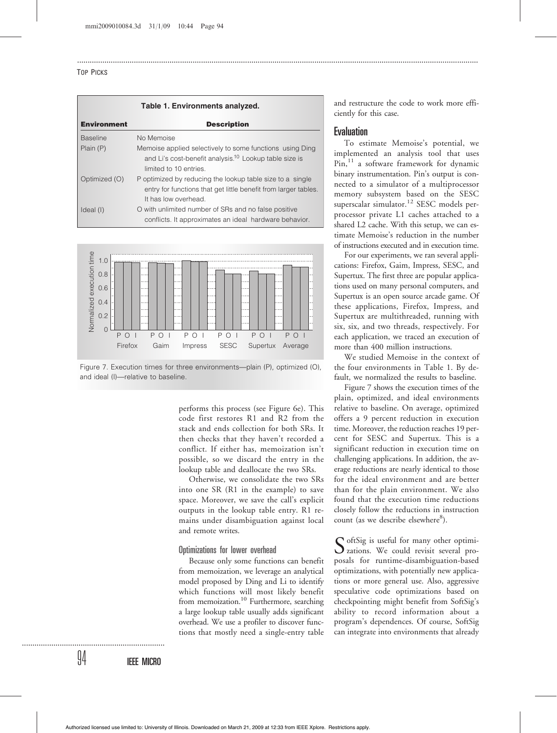Table 1. Environments analyzed.

| Environment | Description |
|---|---|
| Baseline | No Memoise |
| Plain (P) | Memoise applied selectively to some functions using Ding and Li's cost-benefit analysis.[10] Lookup table size is limited to 10 entries. |
| Optimized (O) | P optimized by reducing the lookup table size to a single entry for functions that get little benefit from larger tables. It has low overhead. |
| Ideal (I) | O with unlimited number of SRs and no false positive conflicts. It approximates an ideal hardware behavior. |

Figure 7. Execution times for three environments—plain (P), optimized (O), and ideal (I)—relative to baseline.

performs this process (see Figure 6e). This code first restores R1 and R2 from the stack and ends collection for both SRs. It then checks that they haven't recorded a conflict. If either has, memoization isn't possible, so we discard the entry in the lookup table and deallocate the two SRs.

Otherwise, we consolidate the two SRs into one SR (R1 in the example) to save space. Moreover, we save the call's explicit outputs in the lookup table entry. R1 remains under disambiguation against local and remote writes.

### Optimizations for lower overhead

Because only some functions can benefit from memoization, we leverage an analytical model proposed by Ding and Li to identify which functions will most likely benefit from memoization.[10] Furthermore, searching a large lookup table usually adds significant overhead. We use a profiler to discover functions that mostly need a single-entry table and restructure the code to work more efficiently for this case.

## Evaluation

To estimate Memoise's potential, we implemented an analysis tool that uses Pin,[11] a software framework for dynamic binary instrumentation. Pin's output is connected to a simulator of a multiprocessor memory subsystem based on the SESC superscalar simulator.[12] SESC models per-processor private L1 caches attached to a shared L2 cache. With this setup, we can estimate Memoise's reduction in the number of instructions executed and in execution time.

For our experiments, we ran several applications: Firefox, Gaim, Impress, SESC, and Supertux. The first three are popular applications used on many personal computers, and Supertux is an open source arcade game. Of these applications, Firefox, Impress, and Supertux are multithreaded, running with six, six, and two threads, respectively. For each application, we traced an execution of more than 400 million instructions.

We studied Memoise in the context of the four environments in Table 1. By default, we normalized the results to baseline.

Figure 7 shows the execution times of the plain, optimized, and ideal environments relative to baseline. On average, optimized offers a 9 percent reduction in execution time. Moreover, the reduction reaches 19 percent for SESC and Supertux. This is a significant reduction in execution time on challenging applications. In addition, the average reductions are nearly identical to those for the ideal environment and are better than for the plain environment. We also found that the execution time reductions closely follow the reductions in instruction count (as we describe elsewhere[8]).

SoftSig is useful for many other optimizations. We could revisit several proposals for runtime-disambiguation-based optimizations, with potentially new applications or more general use. Also, aggressive speculative code optimizations based on checkpointing might benefit from SoftSig's ability to record information about a program's dependences. Of course, SoftSig can integrate into environments that already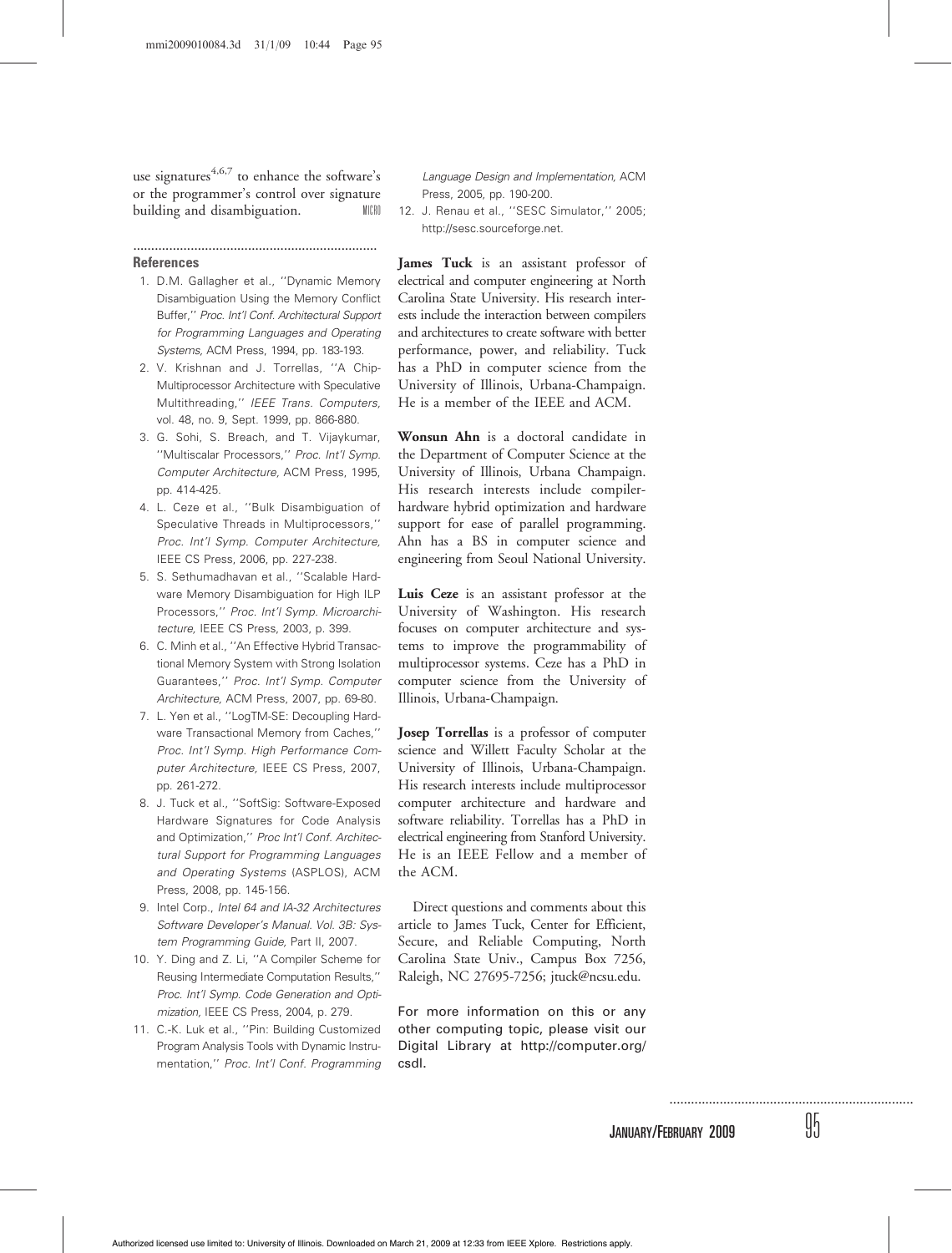use signatures[4,6,7] to enhance the software's or the programmer's control over signature building and disambiguation.

## References

1. D.M. Gallagher et al., "Dynamic Memory Disambiguation Using the Memory Conflict Buffer," *Proc. Int'l Conf. Architectural Support for Programming Languages and Operating Systems,* ACM Press, 1994, pp. 183-193.
2. V. Krishnan and J. Torrellas, "A Chip-Multiprocessor Architecture with Speculative Multithreading," *IEEE Trans. Computers,* vol. 48, no. 9, Sept. 1999, pp. 866-880.
3. G. Sohi, S. Breach, and T. Vijaykumar, "Multiscalar Processors," *Proc. Int'l Symp. Computer Architecture,* ACM Press, 1995, pp. 414-425.
4. L. Ceze et al., "Bulk Disambiguation of Speculative Threads in Multiprocessors," *Proc. Int'l Symp. Computer Architecture,* IEEE CS Press, 2006, pp. 227-238.
5. S. Sethumadhavan et al., "Scalable Hardware Memory Disambiguation for High ILP Processors," *Proc. Int'l Symp. Microarchitecture,* IEEE CS Press, 2003, p. 399.
6. C. Minh et al., "An Effective Hybrid Transactional Memory System with Strong Isolation Guarantees," *Proc. Int'l Symp. Computer Architecture,* ACM Press, 2007, pp. 69-80.
7. L. Yen et al., "LogTM-SE: Decoupling Hardware Transactional Memory from Caches," *Proc. Int'l Symp. High Performance Computer Architecture,* IEEE CS Press, 2007, pp. 261-272.
8. J. Tuck et al., "SoftSig: Software-Exposed Hardware Signatures for Code Analysis and Optimization," *Proc Int'l Conf. Architectural Support for Programming Languages and Operating Systems* (ASPLOS), ACM Press, 2008, pp. 145-156.
9. Intel Corp., *Intel 64 and IA-32 Architectures Software Developer's Manual. Vol. 3B: System Programming Guide,* Part II, 2007.
10. Y. Ding and Z. Li, "A Compiler Scheme for Reusing Intermediate Computation Results," *Proc. Int'l Symp. Code Generation and Optimization,* IEEE CS Press, 2004, p. 279.
11. C.-K. Luk et al., "Pin: Building Customized Program Analysis Tools with Dynamic Instrumentation," *Proc. Int'l Conf. Programming Language Design and Implementation,* ACM Press, 2005, pp. 190-200.
12. J. Renau et al., "SESC Simulator," 2005; http://sesc.sourceforge.net.

**James Tuck** is an assistant professor of electrical and computer engineering at North Carolina State University. His research interests include the interaction between compilers and architectures to create software with better performance, power, and reliability. Tuck has a PhD in computer science from the University of Illinois, Urbana-Champaign. He is a member of the IEEE and ACM.

**Wonsun Ahn** is a doctoral candidate in the Department of Computer Science at the University of Illinois, Urbana Champaign. His research interests include compiler-hardware hybrid optimization and hardware support for ease of parallel programming. Ahn has a BS in computer science and engineering from Seoul National University.

**Luis Ceze** is an assistant professor at the University of Washington. His research focuses on computer architecture and systems to improve the programmability of multiprocessor systems. Ceze has a PhD in computer science from the University of Illinois, Urbana-Champaign.

**Josep Torrellas** is a professor of computer science and Willett Faculty Scholar at the University of Illinois, Urbana-Champaign. His research interests include multiprocessor computer architecture and hardware and software reliability. Torrellas has a PhD in electrical engineering from Stanford University. He is an IEEE Fellow and a member of the ACM.

Direct questions and comments about this article to James Tuck, Center for Efficient, Secure, and Reliable Computing, North Carolina State Univ., Campus Box 7256, Raleigh, NC 27695-7256; jtuck@ncsu.edu.

For more information on this or any other computing topic, please visit our Digital Library at http://computer.org/csdl.